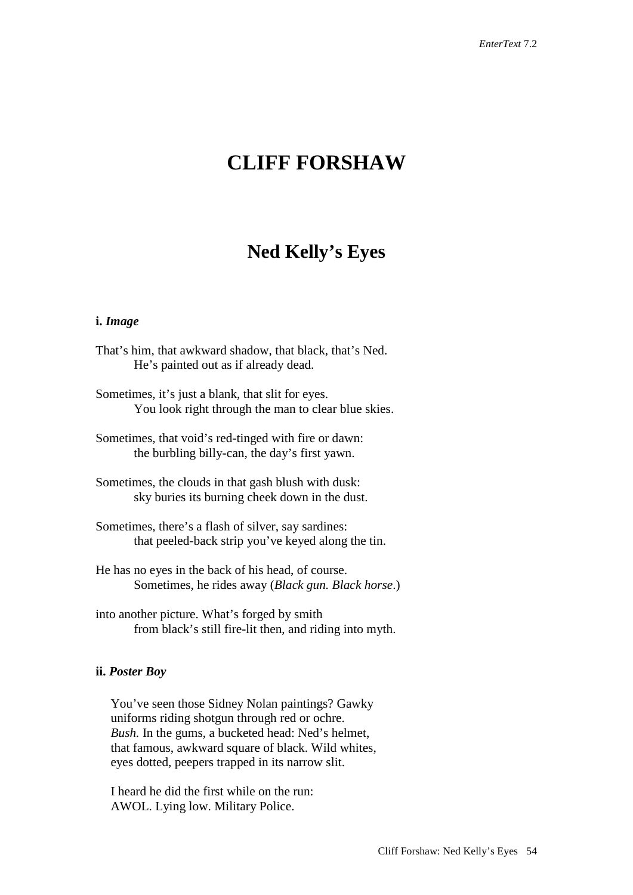# CLIFF FORSHAW

## Ned Kelly's Eyes

**i.** ***Image***

That's him, that awkward shadow, that black, that's Ned.
          He's painted out as if already dead.

Sometimes, it's just a blank, that slit for eyes.
          You look right through the man to clear blue skies.

Sometimes, that void's red-tinged with fire or dawn:
          the burbling billy-can, the day's first yawn.

Sometimes, the clouds in that gash blush with dusk:
          sky buries its burning cheek down in the dust.

Sometimes, there's a flash of silver, say sardines:
          that peeled-back strip you've keyed along the tin.

He has no eyes in the back of his head, of course.
          Sometimes, he rides away (*Black gun. Black horse*.)

into another picture. What's forged by smith
          from black's still fire-lit then, and riding into myth.

**ii.** ***Poster Boy***

You've seen those Sidney Nolan paintings? Gawky
uniforms riding shotgun through red or ochre.
*Bush.* In the gums, a bucketed head: Ned's helmet,
that famous, awkward square of black. Wild whites,
eyes dotted, peepers trapped in its narrow slit.

I heard he did the first while on the run:
AWOL. Lying low. Military Police.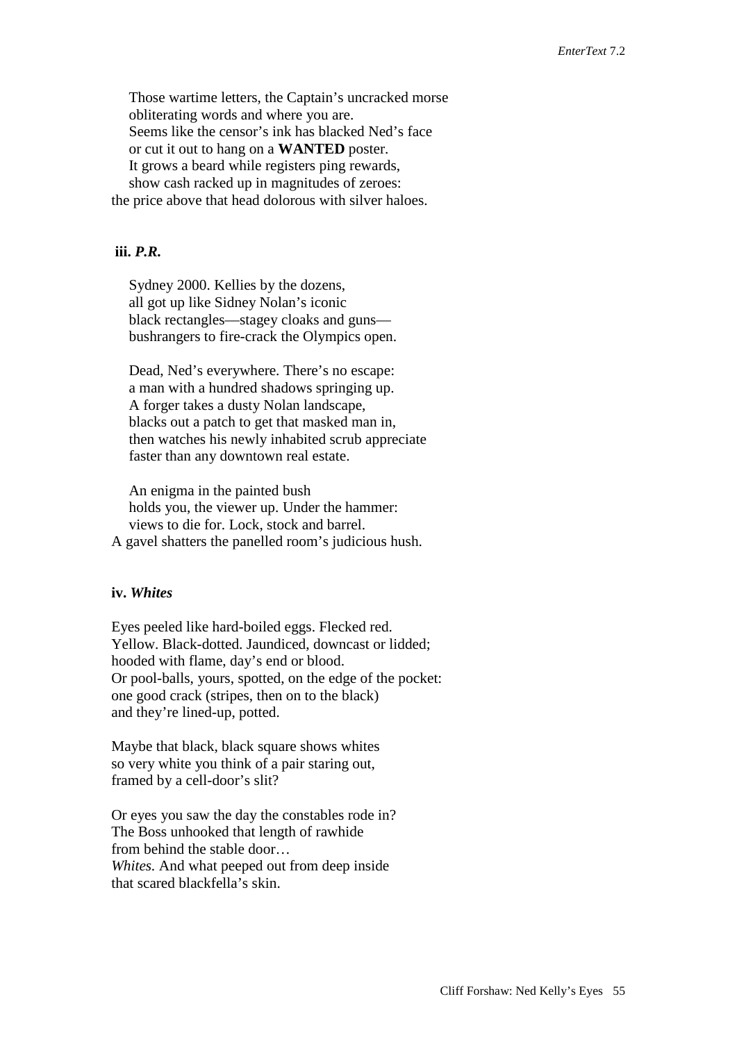Those wartime letters, the Captain's uncracked morse
obliterating words and where you are.
Seems like the censor's ink has blacked Ned's face
or cut it out to hang on a **WANTED** poster.
It grows a beard while registers ping rewards,
show cash racked up in magnitudes of zeroes:
the price above that head dolorous with silver haloes.

### iii. *P.R.*

Sydney 2000. Kellies by the dozens,
all got up like Sidney Nolan's iconic
black rectangles—stagey cloaks and guns—
bushrangers to fire-crack the Olympics open.

Dead, Ned's everywhere. There's no escape:
a man with a hundred shadows springing up.
A forger takes a dusty Nolan landscape,
blacks out a patch to get that masked man in,
then watches his newly inhabited scrub appreciate
faster than any downtown real estate.

An enigma in the painted bush
holds you, the viewer up. Under the hammer:
views to die for. Lock, stock and barrel.
A gavel shatters the panelled room's judicious hush.

### iv. *Whites*

Eyes peeled like hard-boiled eggs. Flecked red.
Yellow. Black-dotted. Jaundiced, downcast or lidded;
hooded with flame, day's end or blood.
Or pool-balls, yours, spotted, on the edge of the pocket:
one good crack (stripes, then on to the black)
and they're lined-up, potted.

Maybe that black, black square shows whites
so very white you think of a pair staring out,
framed by a cell-door's slit?

Or eyes you saw the day the constables rode in?
The Boss unhooked that length of rawhide
from behind the stable door…
*Whites.* And what peeped out from deep inside
that scared blackfella's skin.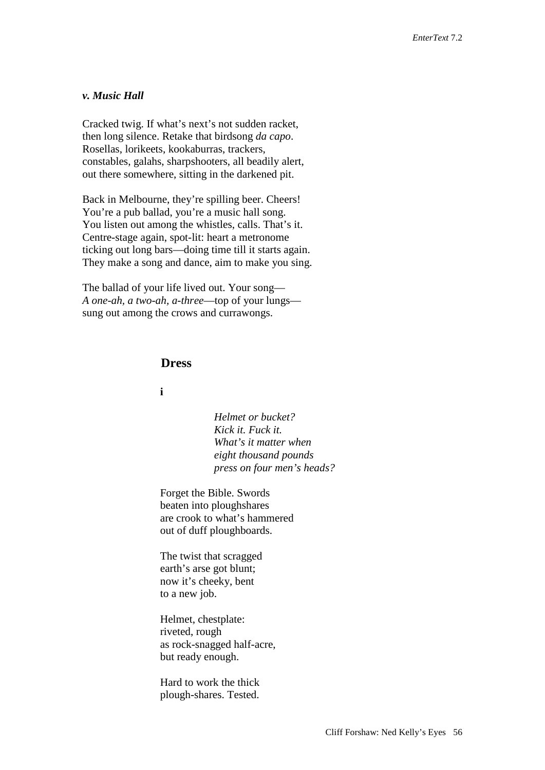### *v. Music Hall*

Cracked twig. If what's next's not sudden racket,  
then long silence. Retake that birdsong *da capo*.  
Rosellas, lorikeets, kookaburras, trackers,  
constables, galahs, sharpshooters, all beadily alert,  
out there somewhere, sitting in the darkened pit.

Back in Melbourne, they're spilling beer. Cheers!  
You're a pub ballad, you're a music hall song.  
You listen out among the whistles, calls. That's it.  
Centre-stage again, spot-lit: heart a metronome  
ticking out long bars—doing time till it starts again.  
They make a song and dance, aim to make you sing.

The ballad of your life lived out. Your song—  
*A one-ah, a two-ah, a-three*—top of your lungs—  
sung out among the crows and currawongs.

## Dress

**i**

> *Helmet or bucket?*  
> *Kick it. Fuck it.*  
> *What's it matter when*  
> *eight thousand pounds*  
> *press on four men's heads?*

Forget the Bible. Swords  
beaten into ploughshares  
are crook to what's hammered  
out of duff ploughboards.

The twist that scragged  
earth's arse got blunt;  
now it's cheeky, bent  
to a new job.

Helmet, chestplate:  
riveted, rough  
as rock-snagged half-acre,  
but ready enough.

Hard to work the thick  
plough-shares. Tested.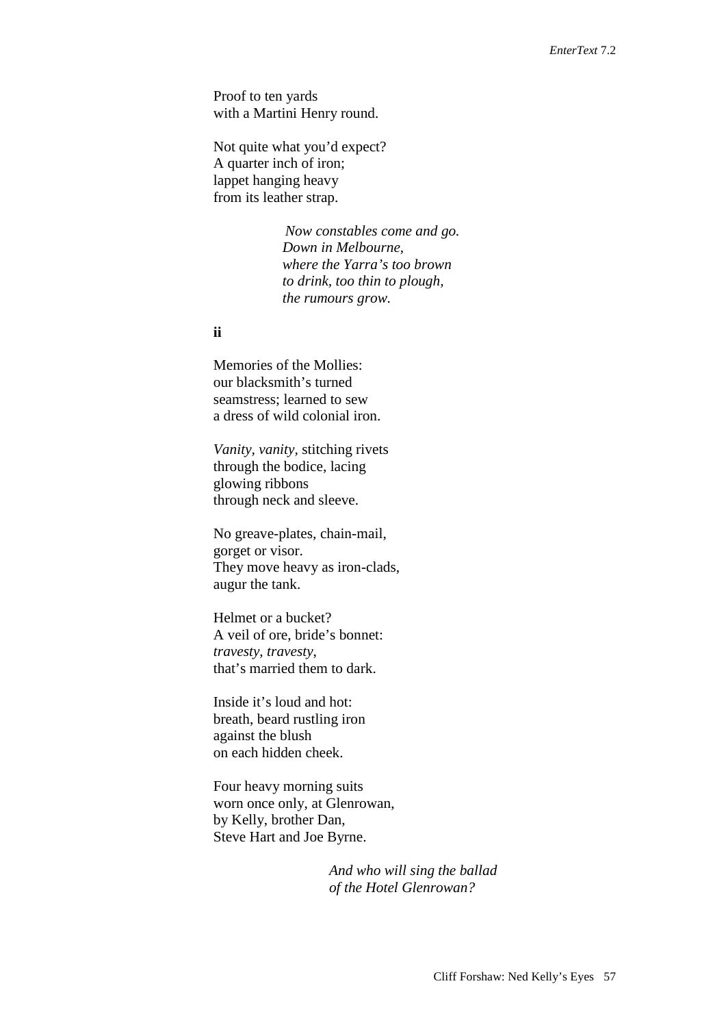Proof to ten yards  
with a Martini Henry round.

Not quite what you'd expect?  
A quarter inch of iron;  
lappet hanging heavy  
from its leather strap.

> *Now constables come and go.*  
> *Down in Melbourne,*  
> *where the Yarra's too brown*  
> *to drink, too thin to plough,*  
> *the rumours grow.*

**ii**

Memories of the Mollies:  
our blacksmith's turned  
seamstress; learned to sew  
a dress of wild colonial iron.

*Vanity, vanity*, stitching rivets  
through the bodice, lacing  
glowing ribbons  
through neck and sleeve.

No greave-plates, chain-mail,  
gorget or visor.  
They move heavy as iron-clads,  
augur the tank.

Helmet or a bucket?  
A veil of ore, bride's bonnet:  
*travesty, travesty*,  
that's married them to dark.

Inside it's loud and hot:  
breath, beard rustling iron  
against the blush  
on each hidden cheek.

Four heavy morning suits  
worn once only, at Glenrowan,  
by Kelly, brother Dan,  
Steve Hart and Joe Byrne.

> *And who will sing the ballad*  
> *of the Hotel Glenrowan?*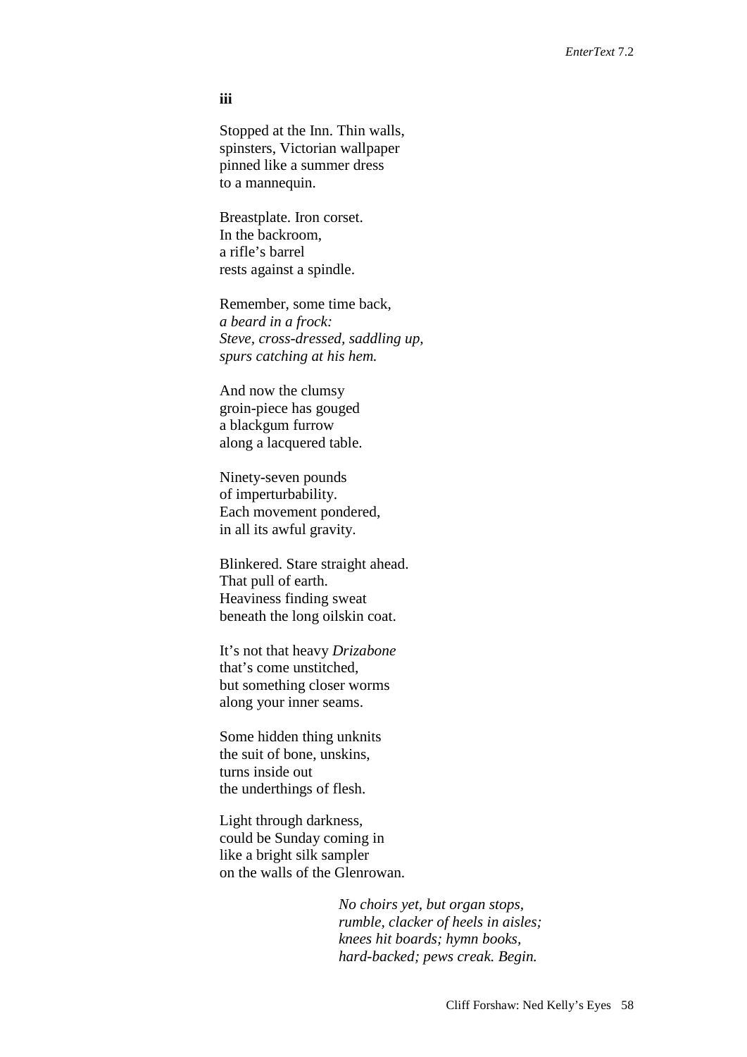**iii**

Stopped at the Inn. Thin walls,
spinsters, Victorian wallpaper
pinned like a summer dress
to a mannequin.

Breastplate. Iron corset.
In the backroom,
a rifle's barrel
rests against a spindle.

Remember, some time back,
*a beard in a frock:*
*Steve, cross-dressed, saddling up,*
*spurs catching at his hem.*

And now the clumsy
groin-piece has gouged
a blackgum furrow
along a lacquered table.

Ninety-seven pounds
of imperturbability.
Each movement pondered,
in all its awful gravity.

Blinkered. Stare straight ahead.
That pull of earth.
Heaviness finding sweat
beneath the long oilskin coat.

It's not that heavy *Drizabone*
that's come unstitched,
but something closer worms
along your inner seams.

Some hidden thing unknits
the suit of bone, unskins,
turns inside out
the underthings of flesh.

Light through darkness,
could be Sunday coming in
like a bright silk sampler
on the walls of the Glenrowan.

> *No choirs yet, but organ stops,*
> *rumble, clacker of heels in aisles;*
> *knees hit boards; hymn books,*
> *hard-backed; pews creak. Begin.*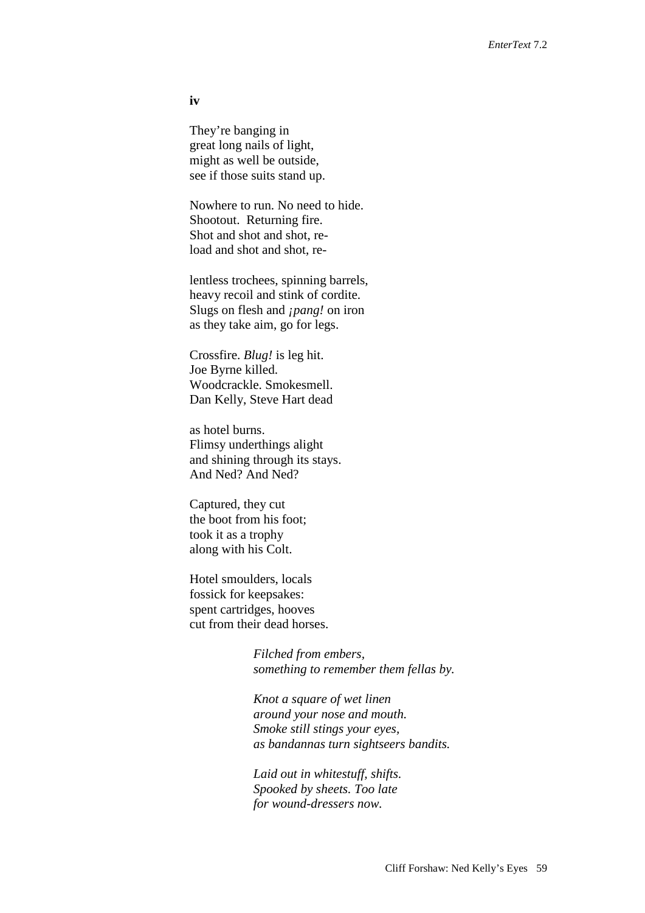**iv**

They're banging in  
great long nails of light,  
might as well be outside,  
see if those suits stand up.

Nowhere to run. No need to hide.  
Shootout. Returning fire.  
Shot and shot and shot, re-  
load and shot and shot, re-

lentless trochees, spinning barrels,  
heavy recoil and stink of cordite.  
Slugs on flesh and *¡pang!* on iron  
as they take aim, go for legs.

Crossfire. *Blug!* is leg hit.  
Joe Byrne killed.  
Woodcrackle. Smokesmell.  
Dan Kelly, Steve Hart dead

as hotel burns.  
Flimsy underthings alight  
and shining through its stays.  
And Ned? And Ned?

Captured, they cut  
the boot from his foot;  
took it as a trophy  
along with his Colt.

Hotel smoulders, locals  
fossick for keepsakes:  
spent cartridges, hooves  
cut from their dead horses.

> *Filched from embers,*  
> *something to remember them fellas by.*
>
> *Knot a square of wet linen*  
> *around your nose and mouth.*  
> *Smoke still stings your eyes,*  
> *as bandannas turn sightseers bandits.*
>
> *Laid out in whitestuff, shifts.*  
> *Spooked by sheets. Too late*  
> *for wound-dressers now.*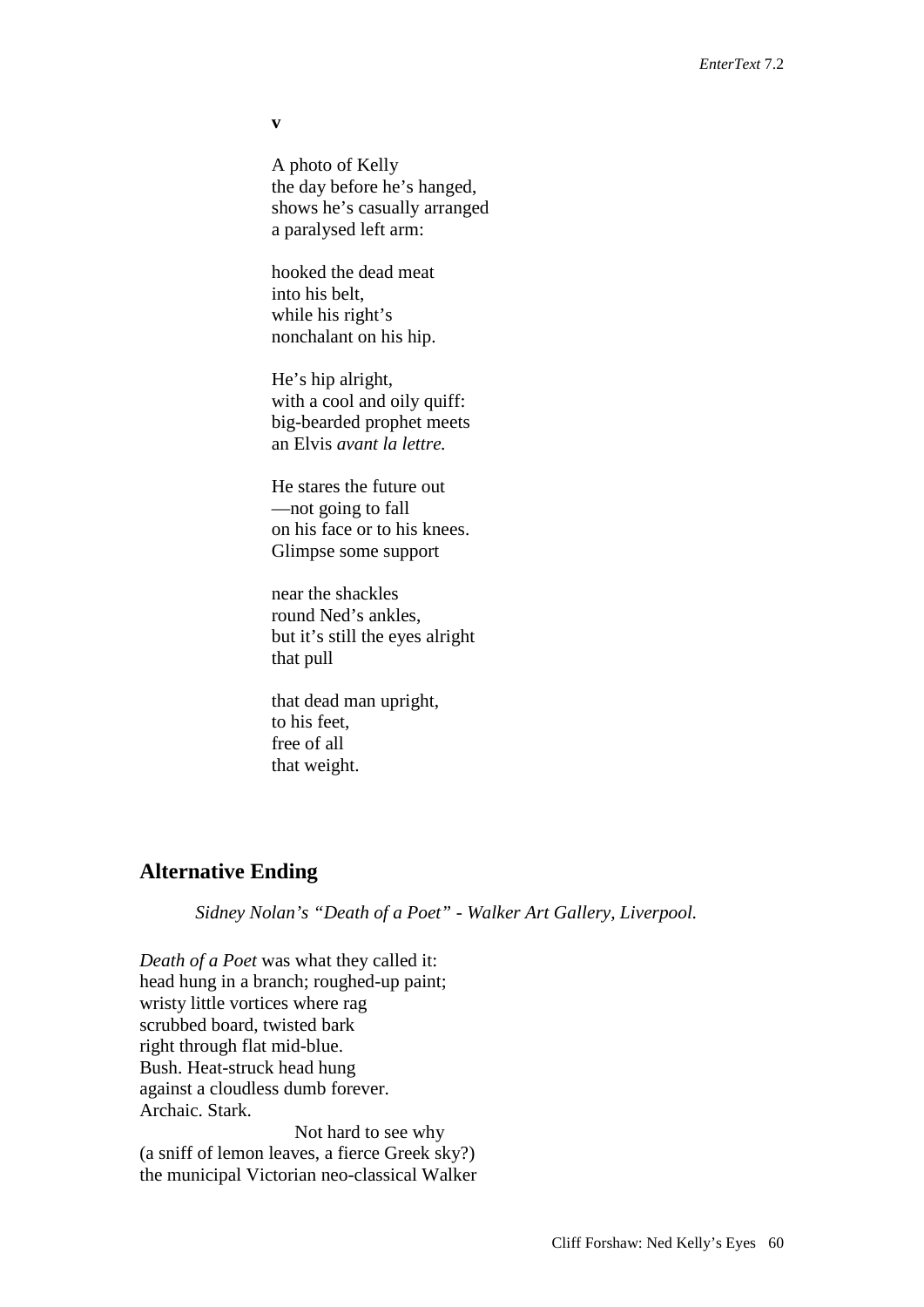**v**

A photo of Kelly  
the day before he’s hanged,  
shows he’s casually arranged  
a paralysed left arm:

hooked the dead meat  
into his belt,  
while his right’s  
nonchalant on his hip.

He’s hip alright,  
with a cool and oily quiff:  
big-bearded prophet meets  
an Elvis *avant la lettre.*

He stares the future out  
—not going to fall  
on his face or to his knees.  
Glimpse some support

near the shackles  
round Ned’s ankles,  
but it’s still the eyes alright  
that pull

that dead man upright,  
to his feet,  
free of all  
that weight.

## Alternative Ending

*Sidney Nolan’s “Death of a Poet” - Walker Art Gallery, Liverpool.*

*Death of a Poet* was what they called it:  
head hung in a branch; roughed-up paint;  
wristy little vortices where rag  
scrubbed board, twisted bark  
right through flat mid-blue.  
Bush. Heat-struck head hung  
against a cloudless dumb forever.  
Archaic. Stark.  
                                        Not hard to see why  
(a sniff of lemon leaves, a fierce Greek sky?)  
the municipal Victorian neo-classical Walker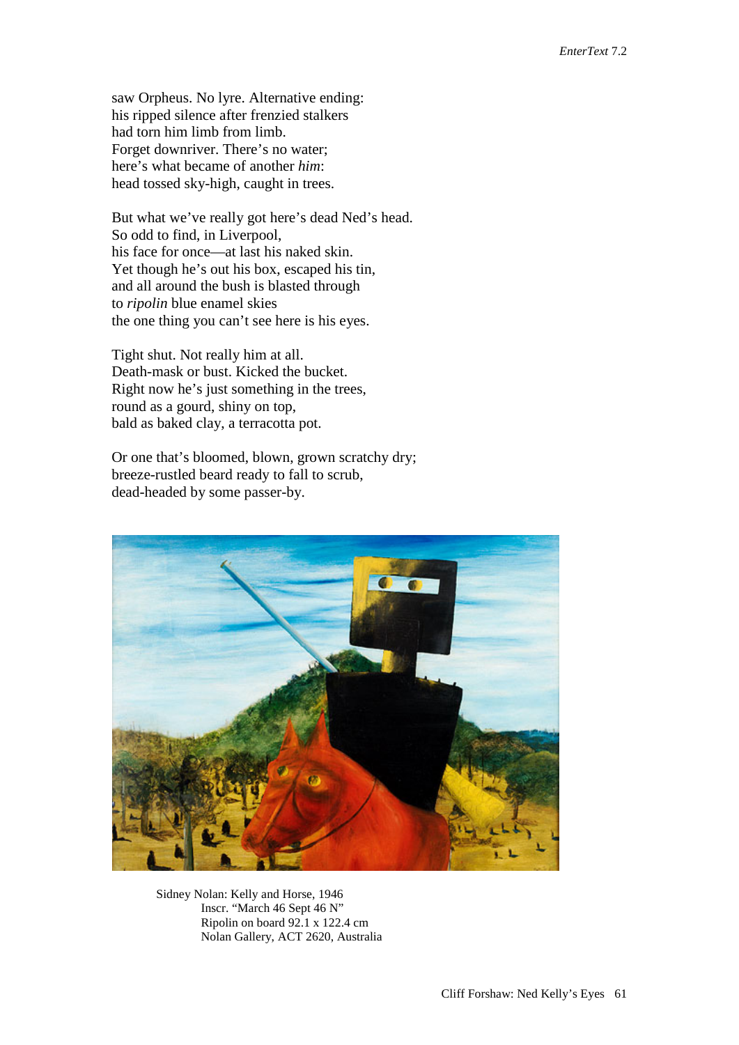saw Orpheus. No lyre. Alternative ending:
his ripped silence after frenzied stalkers
had torn him limb from limb.
Forget downriver. There's no water;
here's what became of another *him*:
head tossed sky-high, caught in trees.

But what we've really got here's dead Ned's head.
So odd to find, in Liverpool,
his face for once—at last his naked skin.
Yet though he's out his box, escaped his tin,
and all around the bush is blasted through
to *ripolin* blue enamel skies
the one thing you can't see here is his eyes.

Tight shut. Not really him at all.
Death-mask or bust. Kicked the bucket.
Right now he's just something in the trees,
round as a gourd, shiny on top,
bald as baked clay, a terracotta pot.

Or one that's bloomed, blown, grown scratchy dry;
breeze-rustled beard ready to fall to scrub,
dead-headed by some passer-by.

Sidney Nolan: Kelly and Horse, 1946
Inscr. "March 46 Sept 46 N"
Ripolin on board 92.1 x 122.4 cm
Nolan Gallery, ACT 2620, Australia